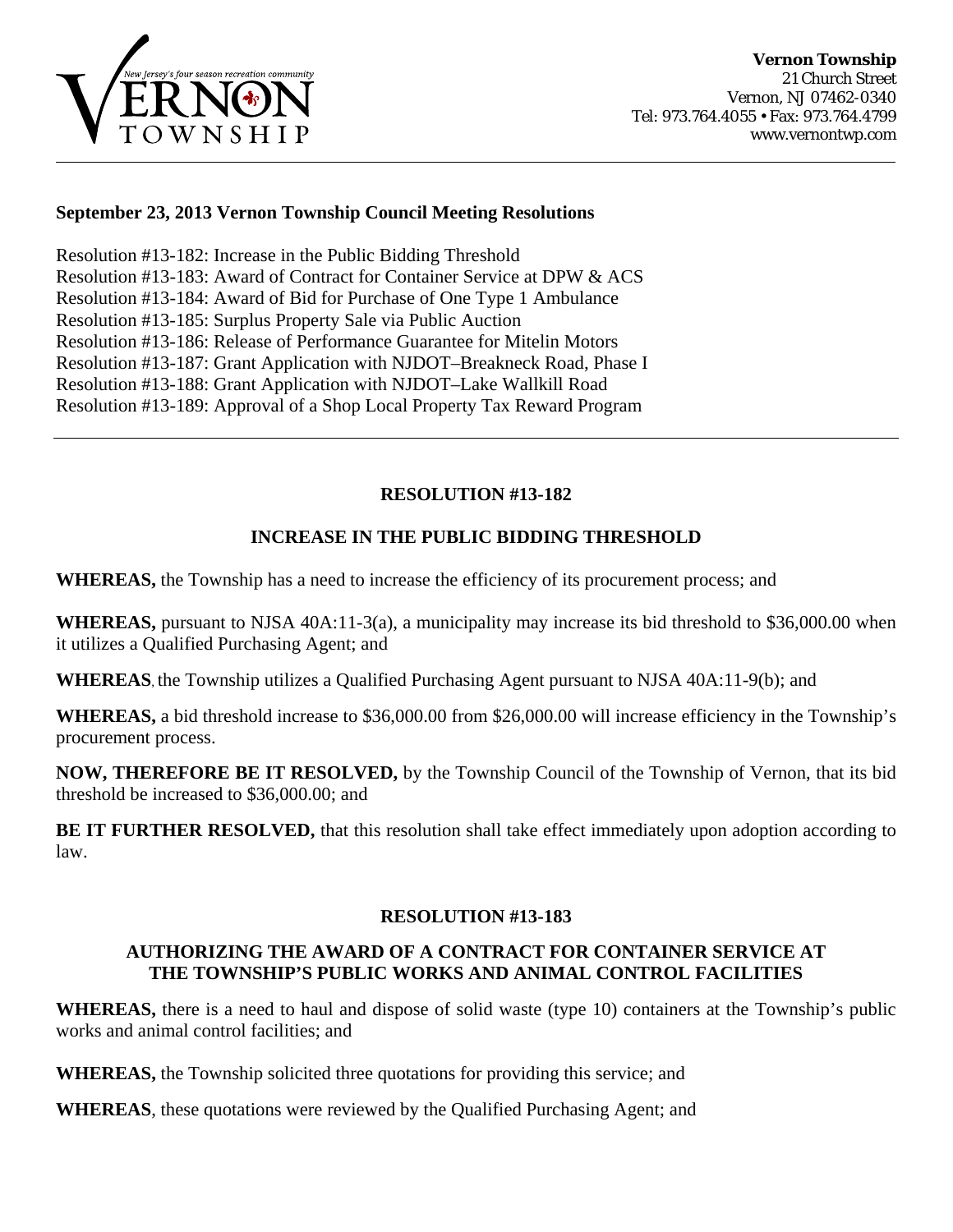**Vernon Township**
21 Church Street
Vernon, NJ 07462-0340
Tel: 973.764.4055 • Fax: 973.764.4799
www.vernontwp.com

**September 23, 2013 Vernon Township Council Meeting Resolutions**

Resolution #13-182: Increase in the Public Bidding Threshold
Resolution #13-183: Award of Contract for Container Service at DPW & ACS
Resolution #13-184: Award of Bid for Purchase of One Type 1 Ambulance
Resolution #13-185: Surplus Property Sale via Public Auction
Resolution #13-186: Release of Performance Guarantee for Mitelin Motors
Resolution #13-187: Grant Application with NJDOT–Breakneck Road, Phase I
Resolution #13-188: Grant Application with NJDOT–Lake Wallkill Road
Resolution #13-189: Approval of a Shop Local Property Tax Reward Program

---

## RESOLUTION #13-182

### INCREASE IN THE PUBLIC BIDDING THRESHOLD

**WHEREAS,** the Township has a need to increase the efficiency of its procurement process; and

**WHEREAS,** pursuant to NJSA 40A:11-3(a), a municipality may increase its bid threshold to $36,000.00 when it utilizes a Qualified Purchasing Agent; and

**WHEREAS**, the Township utilizes a Qualified Purchasing Agent pursuant to NJSA 40A:11-9(b); and

**WHEREAS,** a bid threshold increase to $36,000.00 from $26,000.00 will increase efficiency in the Township's procurement process.

**NOW, THEREFORE BE IT RESOLVED,** by the Township Council of the Township of Vernon, that its bid threshold be increased to $36,000.00; and

**BE IT FURTHER RESOLVED,** that this resolution shall take effect immediately upon adoption according to law.

## RESOLUTION #13-183

### AUTHORIZING THE AWARD OF A CONTRACT FOR CONTAINER SERVICE AT THE TOWNSHIP'S PUBLIC WORKS AND ANIMAL CONTROL FACILITIES

**WHEREAS,** there is a need to haul and dispose of solid waste (type 10) containers at the Township's public works and animal control facilities; and

**WHEREAS,** the Township solicited three quotations for providing this service; and

**WHEREAS**, these quotations were reviewed by the Qualified Purchasing Agent; and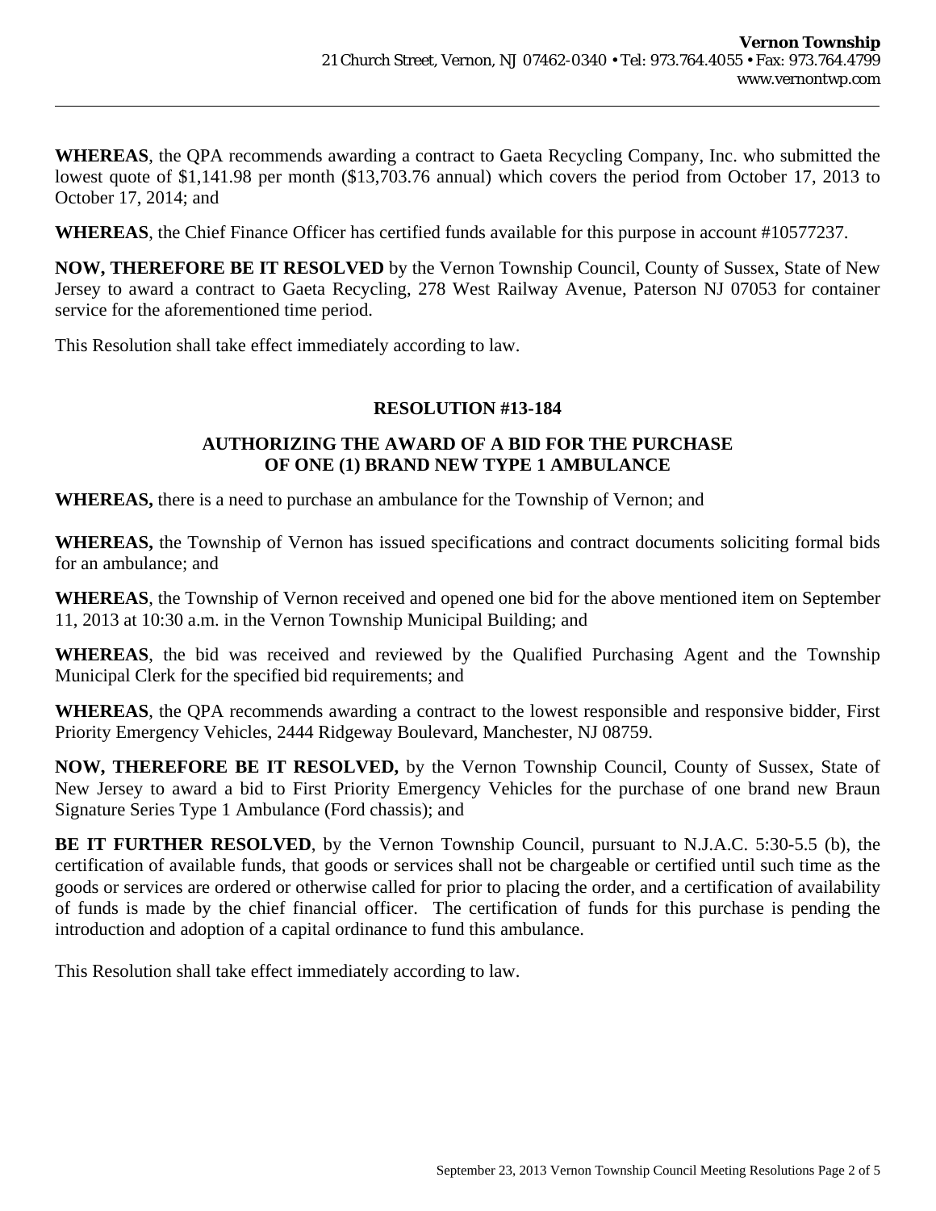**WHEREAS**, the QPA recommends awarding a contract to Gaeta Recycling Company, Inc. who submitted the lowest quote of $1,141.98 per month ($13,703.76 annual) which covers the period from October 17, 2013 to October 17, 2014; and

**WHEREAS**, the Chief Finance Officer has certified funds available for this purpose in account #10577237.

**NOW, THEREFORE BE IT RESOLVED** by the Vernon Township Council, County of Sussex, State of New Jersey to award a contract to Gaeta Recycling, 278 West Railway Avenue, Paterson NJ 07053 for container service for the aforementioned time period.

This Resolution shall take effect immediately according to law.

## RESOLUTION #13-184

### AUTHORIZING THE AWARD OF A BID FOR THE PURCHASE OF ONE (1) BRAND NEW TYPE 1 AMBULANCE

**WHEREAS,** there is a need to purchase an ambulance for the Township of Vernon; and

**WHEREAS,** the Township of Vernon has issued specifications and contract documents soliciting formal bids for an ambulance; and

**WHEREAS**, the Township of Vernon received and opened one bid for the above mentioned item on September 11, 2013 at 10:30 a.m. in the Vernon Township Municipal Building; and

**WHEREAS**, the bid was received and reviewed by the Qualified Purchasing Agent and the Township Municipal Clerk for the specified bid requirements; and

**WHEREAS**, the QPA recommends awarding a contract to the lowest responsible and responsive bidder, First Priority Emergency Vehicles, 2444 Ridgeway Boulevard, Manchester, NJ 08759.

**NOW, THEREFORE BE IT RESOLVED,** by the Vernon Township Council, County of Sussex, State of New Jersey to award a bid to First Priority Emergency Vehicles for the purchase of one brand new Braun Signature Series Type 1 Ambulance (Ford chassis); and

**BE IT FURTHER RESOLVED**, by the Vernon Township Council, pursuant to N.J.A.C. 5:30-5.5 (b), the certification of available funds, that goods or services shall not be chargeable or certified until such time as the goods or services are ordered or otherwise called for prior to placing the order, and a certification of availability of funds is made by the chief financial officer. The certification of funds for this purchase is pending the introduction and adoption of a capital ordinance to fund this ambulance.

This Resolution shall take effect immediately according to law.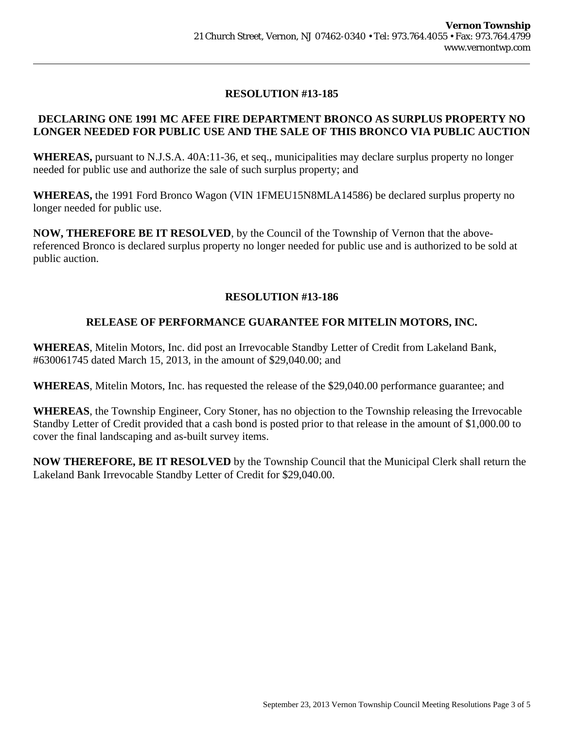## RESOLUTION #13-185

### DECLARING ONE 1991 MC AFEE FIRE DEPARTMENT BRONCO AS SURPLUS PROPERTY NO LONGER NEEDED FOR PUBLIC USE AND THE SALE OF THIS BRONCO VIA PUBLIC AUCTION

**WHEREAS,** pursuant to N.J.S.A. 40A:11-36, et seq., municipalities may declare surplus property no longer needed for public use and authorize the sale of such surplus property; and

**WHEREAS,** the 1991 Ford Bronco Wagon (VIN 1FMEU15N8MLA14586) be declared surplus property no longer needed for public use.

**NOW, THEREFORE BE IT RESOLVED**, by the Council of the Township of Vernon that the above-referenced Bronco is declared surplus property no longer needed for public use and is authorized to be sold at public auction.

## RESOLUTION #13-186

### RELEASE OF PERFORMANCE GUARANTEE FOR MITELIN MOTORS, INC.

**WHEREAS**, Mitelin Motors, Inc. did post an Irrevocable Standby Letter of Credit from Lakeland Bank, #630061745 dated March 15, 2013, in the amount of $29,040.00; and

**WHEREAS**, Mitelin Motors, Inc. has requested the release of the $29,040.00 performance guarantee; and

**WHEREAS**, the Township Engineer, Cory Stoner, has no objection to the Township releasing the Irrevocable Standby Letter of Credit provided that a cash bond is posted prior to that release in the amount of $1,000.00 to cover the final landscaping and as-built survey items.

**NOW THEREFORE, BE IT RESOLVED** by the Township Council that the Municipal Clerk shall return the Lakeland Bank Irrevocable Standby Letter of Credit for $29,040.00.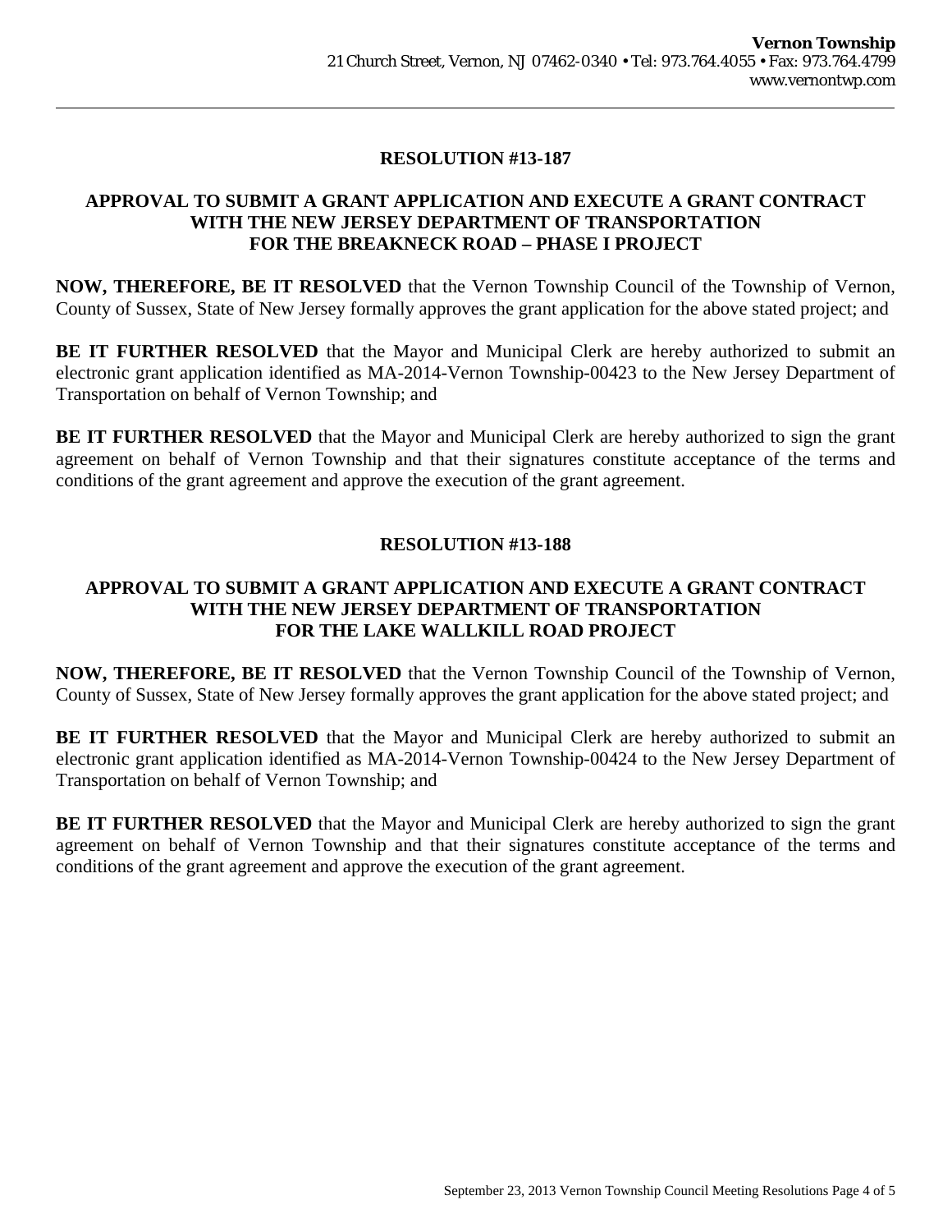## RESOLUTION #13-187

### APPROVAL TO SUBMIT A GRANT APPLICATION AND EXECUTE A GRANT CONTRACT WITH THE NEW JERSEY DEPARTMENT OF TRANSPORTATION FOR THE BREAKNECK ROAD – PHASE I PROJECT

**NOW, THEREFORE, BE IT RESOLVED** that the Vernon Township Council of the Township of Vernon, County of Sussex, State of New Jersey formally approves the grant application for the above stated project; and

**BE IT FURTHER RESOLVED** that the Mayor and Municipal Clerk are hereby authorized to submit an electronic grant application identified as MA-2014-Vernon Township-00423 to the New Jersey Department of Transportation on behalf of Vernon Township; and

**BE IT FURTHER RESOLVED** that the Mayor and Municipal Clerk are hereby authorized to sign the grant agreement on behalf of Vernon Township and that their signatures constitute acceptance of the terms and conditions of the grant agreement and approve the execution of the grant agreement.

## RESOLUTION #13-188

### APPROVAL TO SUBMIT A GRANT APPLICATION AND EXECUTE A GRANT CONTRACT WITH THE NEW JERSEY DEPARTMENT OF TRANSPORTATION FOR THE LAKE WALLKILL ROAD PROJECT

**NOW, THEREFORE, BE IT RESOLVED** that the Vernon Township Council of the Township of Vernon, County of Sussex, State of New Jersey formally approves the grant application for the above stated project; and

**BE IT FURTHER RESOLVED** that the Mayor and Municipal Clerk are hereby authorized to submit an electronic grant application identified as MA-2014-Vernon Township-00424 to the New Jersey Department of Transportation on behalf of Vernon Township; and

**BE IT FURTHER RESOLVED** that the Mayor and Municipal Clerk are hereby authorized to sign the grant agreement on behalf of Vernon Township and that their signatures constitute acceptance of the terms and conditions of the grant agreement and approve the execution of the grant agreement.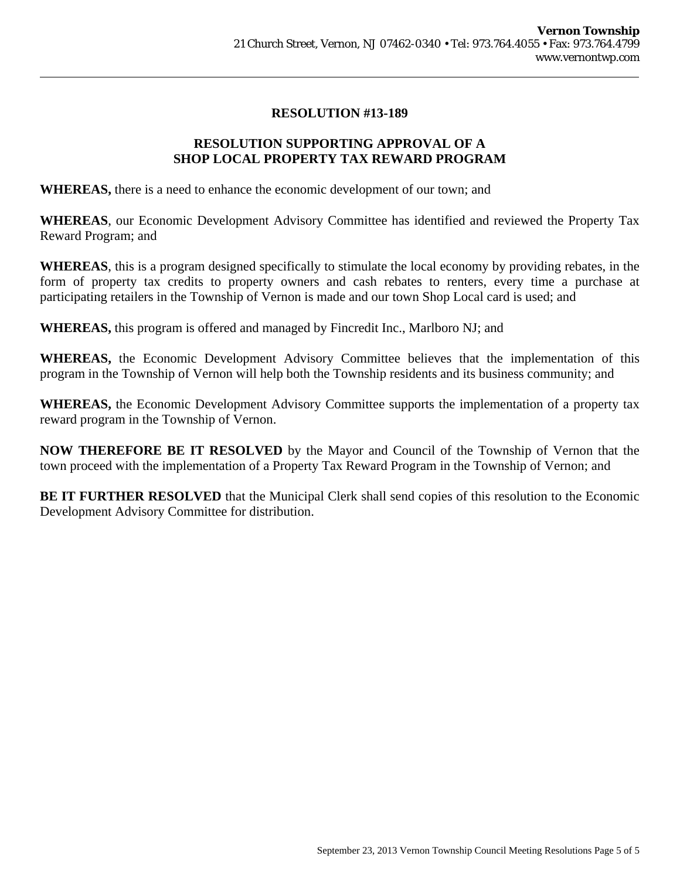**Vernon Township**
21 Church Street, Vernon, NJ 07462-0340 • Tel: 973.764.4055 • Fax: 973.764.4799
www.vernontwp.com

---

## RESOLUTION #13-189

## RESOLUTION SUPPORTING APPROVAL OF A SHOP LOCAL PROPERTY TAX REWARD PROGRAM

**WHEREAS,** there is a need to enhance the economic development of our town; and

**WHEREAS**, our Economic Development Advisory Committee has identified and reviewed the Property Tax Reward Program; and

**WHEREAS**, this is a program designed specifically to stimulate the local economy by providing rebates, in the form of property tax credits to property owners and cash rebates to renters, every time a purchase at participating retailers in the Township of Vernon is made and our town Shop Local card is used; and

**WHEREAS,** this program is offered and managed by Fincredit Inc., Marlboro NJ; and

**WHEREAS,** the Economic Development Advisory Committee believes that the implementation of this program in the Township of Vernon will help both the Township residents and its business community; and

**WHEREAS,** the Economic Development Advisory Committee supports the implementation of a property tax reward program in the Township of Vernon.

**NOW THEREFORE BE IT RESOLVED** by the Mayor and Council of the Township of Vernon that the town proceed with the implementation of a Property Tax Reward Program in the Township of Vernon; and

**BE IT FURTHER RESOLVED** that the Municipal Clerk shall send copies of this resolution to the Economic Development Advisory Committee for distribution.